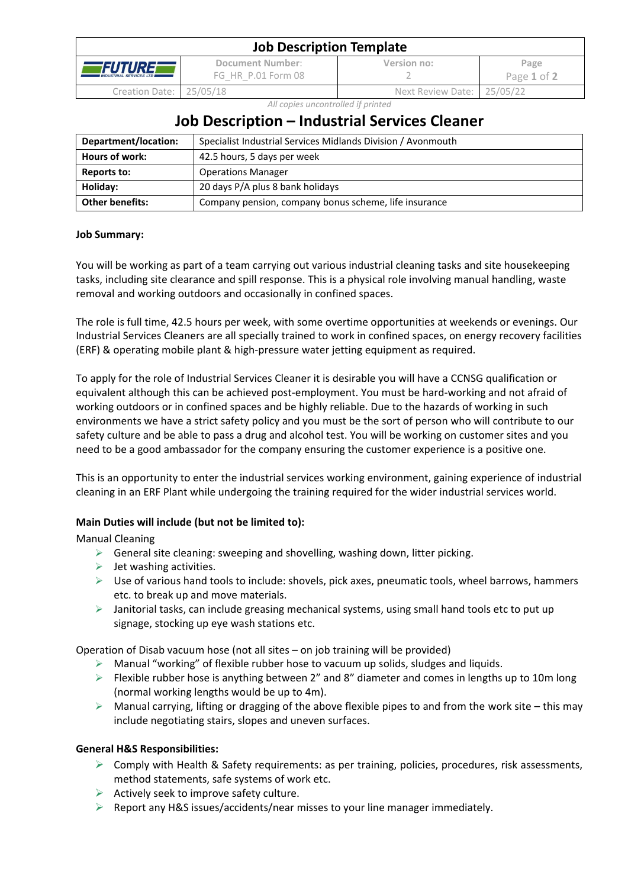# Job Description – Industrial Services Cleaner

| Department/location: | Specialist Industrial Services Midlands Division / Avonmouth |
|---|---|
| Hours of work: | 42.5 hours, 5 days per week |
| Reports to: | Operations Manager |
| Holiday: | 20 days P/A plus 8 bank holidays |
| Other benefits: | Company pension, company bonus scheme, life insurance |

**Job Summary:**

You will be working as part of a team carrying out various industrial cleaning tasks and site housekeeping tasks, including site clearance and spill response. This is a physical role involving manual handling, waste removal and working outdoors and occasionally in confined spaces.

The role is full time, 42.5 hours per week, with some overtime opportunities at weekends or evenings. Our Industrial Services Cleaners are all specially trained to work in confined spaces, on energy recovery facilities (ERF) & operating mobile plant & high-pressure water jetting equipment as required.

To apply for the role of Industrial Services Cleaner it is desirable you will have a CCNSG qualification or equivalent although this can be achieved post-employment. You must be hard-working and not afraid of working outdoors or in confined spaces and be highly reliable. Due to the hazards of working in such environments we have a strict safety policy and you must be the sort of person who will contribute to our safety culture and be able to pass a drug and alcohol test. You will be working on customer sites and you need to be a good ambassador for the company ensuring the customer experience is a positive one.

This is an opportunity to enter the industrial services working environment, gaining experience of industrial cleaning in an ERF Plant while undergoing the training required for the wider industrial services world.

**Main Duties will include (but not be limited to):**

Manual Cleaning

- General site cleaning: sweeping and shovelling, washing down, litter picking.
- Jet washing activities.
- Use of various hand tools to include: shovels, pick axes, pneumatic tools, wheel barrows, hammers etc. to break up and move materials.
- Janitorial tasks, can include greasing mechanical systems, using small hand tools etc to put up signage, stocking up eye wash stations etc.

Operation of Disab vacuum hose (not all sites – on job training will be provided)

- Manual "working" of flexible rubber hose to vacuum up solids, sludges and liquids.
- Flexible rubber hose is anything between 2" and 8" diameter and comes in lengths up to 10m long (normal working lengths would be up to 4m).
- Manual carrying, lifting or dragging of the above flexible pipes to and from the work site – this may include negotiating stairs, slopes and uneven surfaces.

**General H&S Responsibilities:**

- Comply with Health & Safety requirements: as per training, policies, procedures, risk assessments, method statements, safe systems of work etc.
- Actively seek to improve safety culture.
- Report any H&S issues/accidents/near misses to your line manager immediately.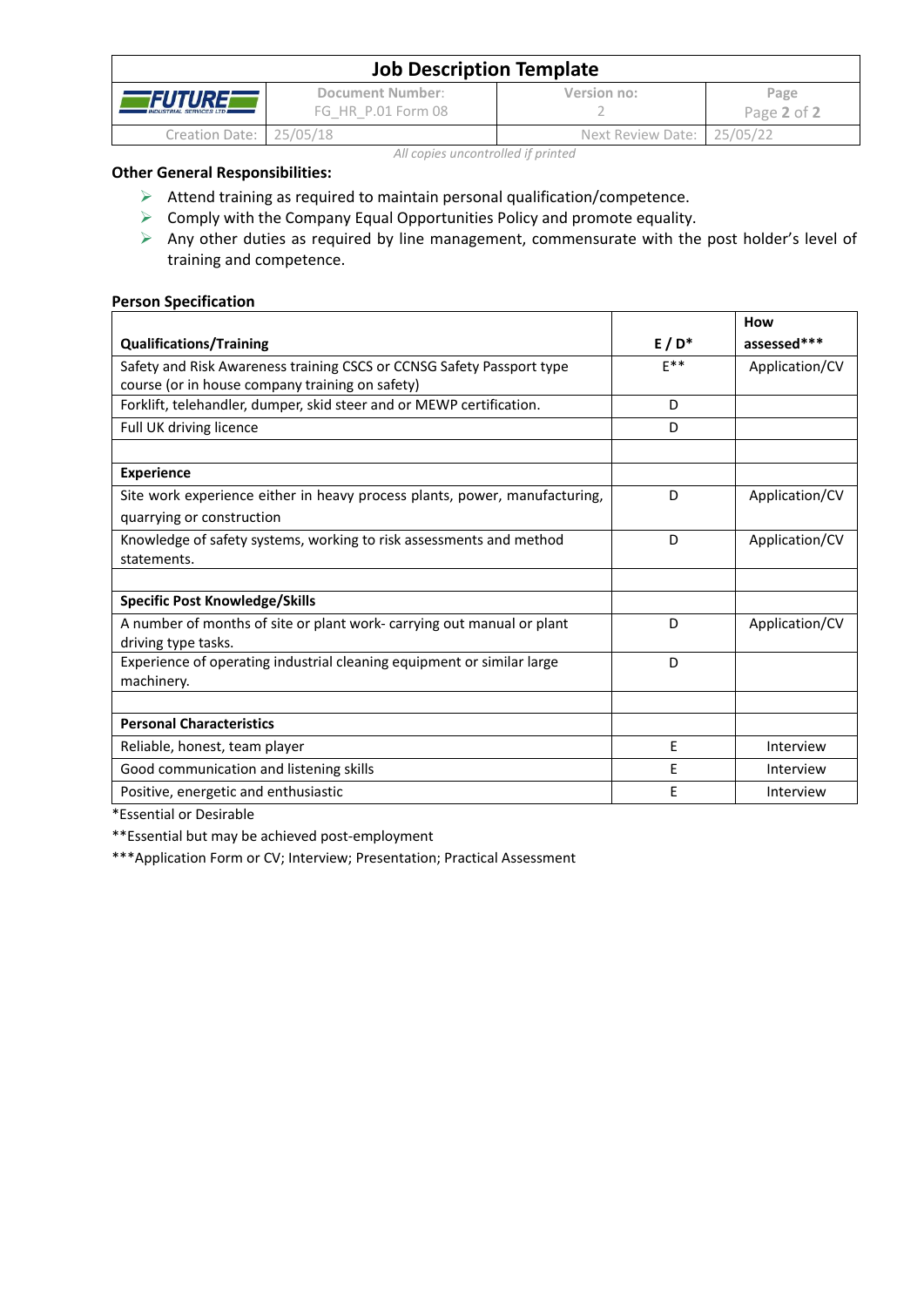**Other General Responsibilities:**

- Attend training as required to maintain personal qualification/competence.
- Comply with the Company Equal Opportunities Policy and promote equality.
- Any other duties as required by line management, commensurate with the post holder's level of training and competence.

**Person Specification**

| Qualifications/Training | E / D* | How assessed*** |
|---|---|---|
| Safety and Risk Awareness training CSCS or CCNSG Safety Passport type course (or in house company training on safety) | E** | Application/CV |
| Forklift, telehandler, dumper, skid steer and or MEWP certification. | D | |
| Full UK driving licence | D | |
| | | |
| **Experience** | | |
| Site work experience either in heavy process plants, power, manufacturing, quarrying or construction | D | Application/CV |
| Knowledge of safety systems, working to risk assessments and method statements. | D | Application/CV |
| | | |
| **Specific Post Knowledge/Skills** | | |
| A number of months of site or plant work- carrying out manual or plant driving type tasks. | D | Application/CV |
| Experience of operating industrial cleaning equipment or similar large machinery. | D | |
| | | |
| **Personal Characteristics** | | |
| Reliable, honest, team player | E | Interview |
| Good communication and listening skills | E | Interview |
| Positive, energetic and enthusiastic | E | Interview |

*Essential or Desirable

**Essential but may be achieved post-employment

***Application Form or CV; Interview; Presentation; Practical Assessment